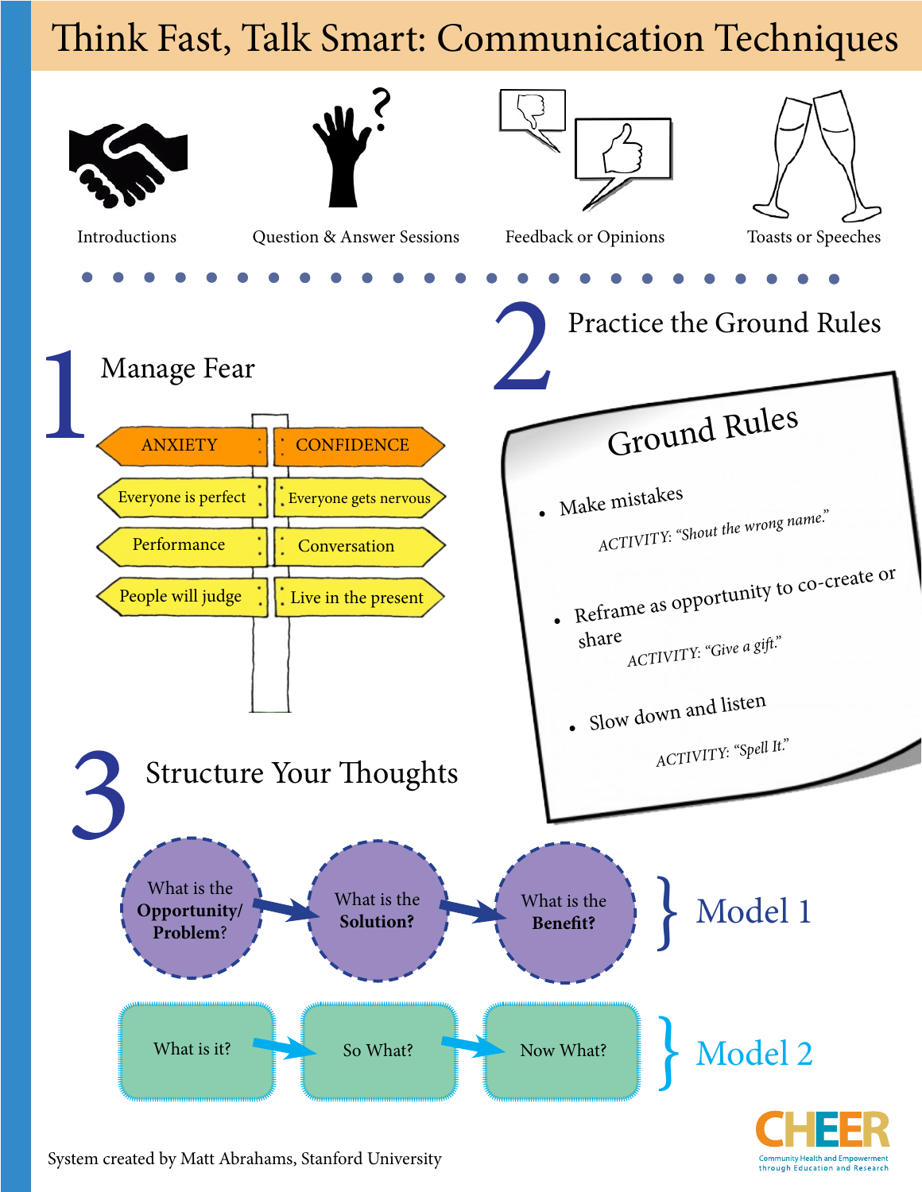# Think Fast, Talk Smart: Communication Techniques

Introductions | Question & Answer Sessions | Feedback or Opinions | Toasts or Speeches

## 1 Manage Fear

| ANXIETY | CONFIDENCE |
| --- | --- |
| Everyone is perfect | Everyone gets nervous |
| Performance | Conversation |
| People will judge | Live in the present |

## 2 Practice the Ground Rules

### Ground Rules

- Make mistakes
  *ACTIVITY: "Shout the wrong name."*
- Reframe as opportunity to co-create or share
  *ACTIVITY: "Give a gift."*
- Slow down and listen
  *ACTIVITY: "Spell It."*

## 3 Structure Your Thoughts

**Model 1:** What is the **Opportunity/ Problem**? → What is the **Solution?** → What is the **Benefit?**

**Model 2:** What is it? → So What? → Now What?

System created by Matt Abrahams, Stanford University

CHEER
Community Health and Empowerment through Education and Research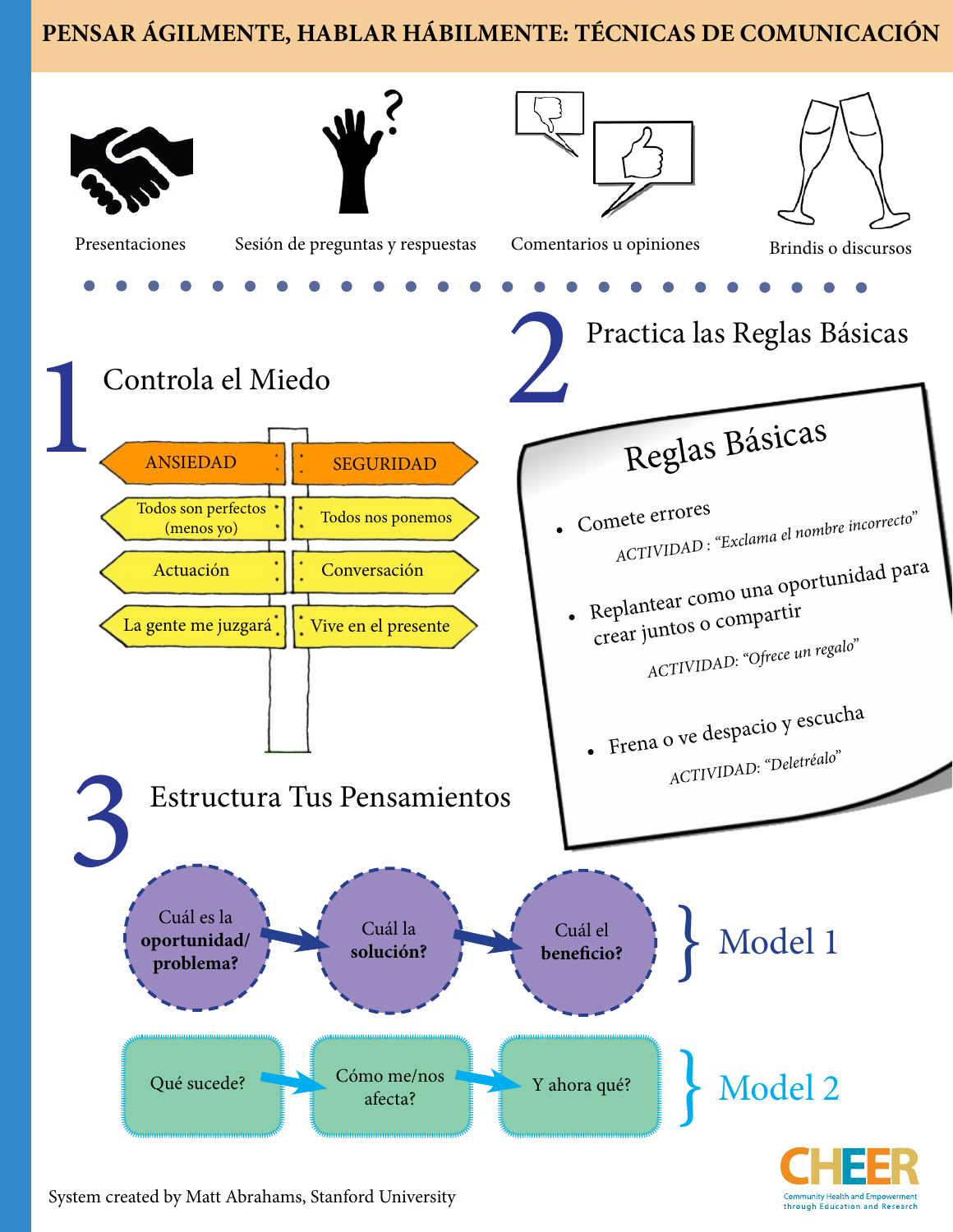# PENSAR ÁGILMENTE, HABLAR HÁBILMENTE: TÉCNICAS DE COMUNICACIÓN

Presentaciones

Sesión de preguntas y respuestas

Comentarios u opiniones

Brindis o discursos

## 1 Controla el Miedo

| | |
|---|---|
| ANSIEDAD | SEGURIDAD |
| Todos son perfectos (menos yo) | Todos nos ponemos |
| Actuación | Conversación |
| La gente me juzgará | Vive en el presente |

## 2 Practica las Reglas Básicas

### Reglas Básicas

- Comete errores
  ACTIVIDAD : *"Exclama el nombre incorrecto"*
- Replantear como una oportunidad para crear juntos o compartir
  ACTIVIDAD: *"Ofrece un regalo"*
- Frena o ve despacio y escucha
  ACTIVIDAD: *"Deletréalo"*

## 3 Estructura Tus Pensamientos

**Model 1:** Cuál es la **oportunidad/ problema?** → Cuál la **solución?** → Cuál el **beneficio?**

**Model 2:** Qué sucede? → Cómo me/nos afecta? → Y ahora qué?

System created by Matt Abrahams, Stanford University

CHEER
Community Health and Empowerment through Education and Research